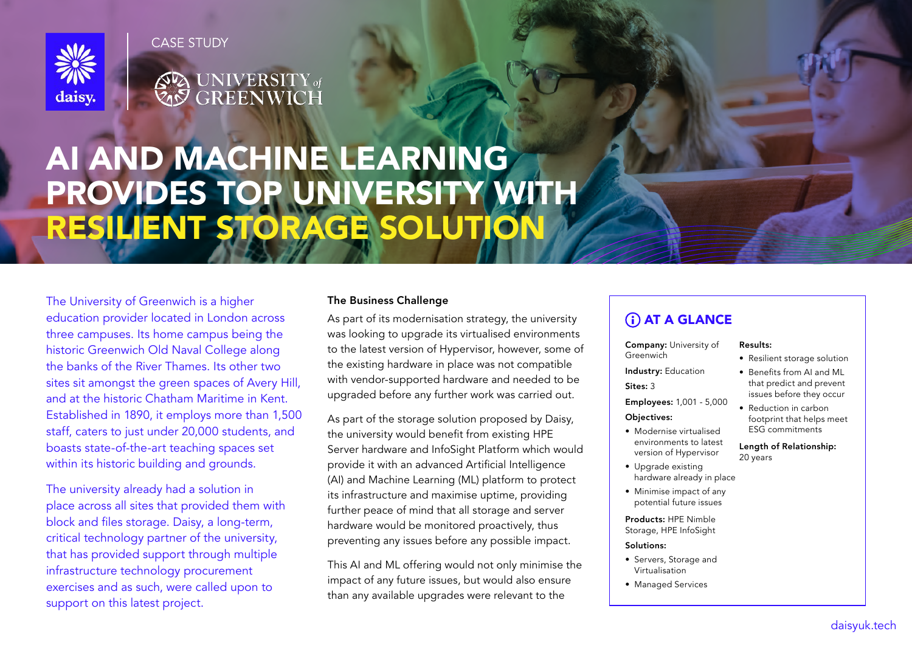CASE STUDY

# AI AND MACHINE LEARNING PROVIDES TOP UNIVERSITY WITH RESILIENT STORAGE SOLUTION

The University of Greenwich is a higher education provider located in London across three campuses. Its home campus being the historic Greenwich Old Naval College along the banks of the River Thames. Its other two sites sit amongst the green spaces of Avery Hill, and at the historic Chatham Maritime in Kent. Established in 1890, it employs more than 1,500 staff, caters to just under 20,000 students, and boasts state-of-the-art teaching spaces set within its historic building and grounds.

The university already had a solution in place across all sites that provided them with block and files storage. Daisy, a long-term, critical technology partner of the university, that has provided support through multiple infrastructure technology procurement exercises and as such, were called upon to support on this latest project.

**The Business Challenge**

As part of its modernisation strategy, the university was looking to upgrade its virtualised environments to the latest version of Hypervisor, however, some of the existing hardware in place was not compatible with vendor-supported hardware and needed to be upgraded before any further work was carried out.

As part of the storage solution proposed by Daisy, the university would benefit from existing HPE Server hardware and InfoSight Platform which would provide it with an advanced Artificial Intelligence (AI) and Machine Learning (ML) platform to protect its infrastructure and maximise uptime, providing further peace of mind that all storage and server hardware would be monitored proactively, thus preventing any issues before any possible impact.

This AI and ML offering would not only minimise the impact of any future issues, but would also ensure than any available upgrades were relevant to the

## AT A GLANCE

**Company:** University of Greenwich

**Industry:** Education

**Sites:** 3

**Employees:** 1,001 - 5,000

**Objectives:**

- Modernise virtualised environments to latest version of Hypervisor
- Upgrade existing hardware already in place
- Minimise impact of any potential future issues

**Products:** HPE Nimble Storage, HPE InfoSight

**Solutions:**

- Servers, Storage and Virtualisation
- Managed Services

**Results:**

- Resilient storage solution
- Benefits from AI and ML that predict and prevent issues before they occur
- Reduction in carbon footprint that helps meet ESG commitments

**Length of Relationship:** 20 years

daisyuk.tech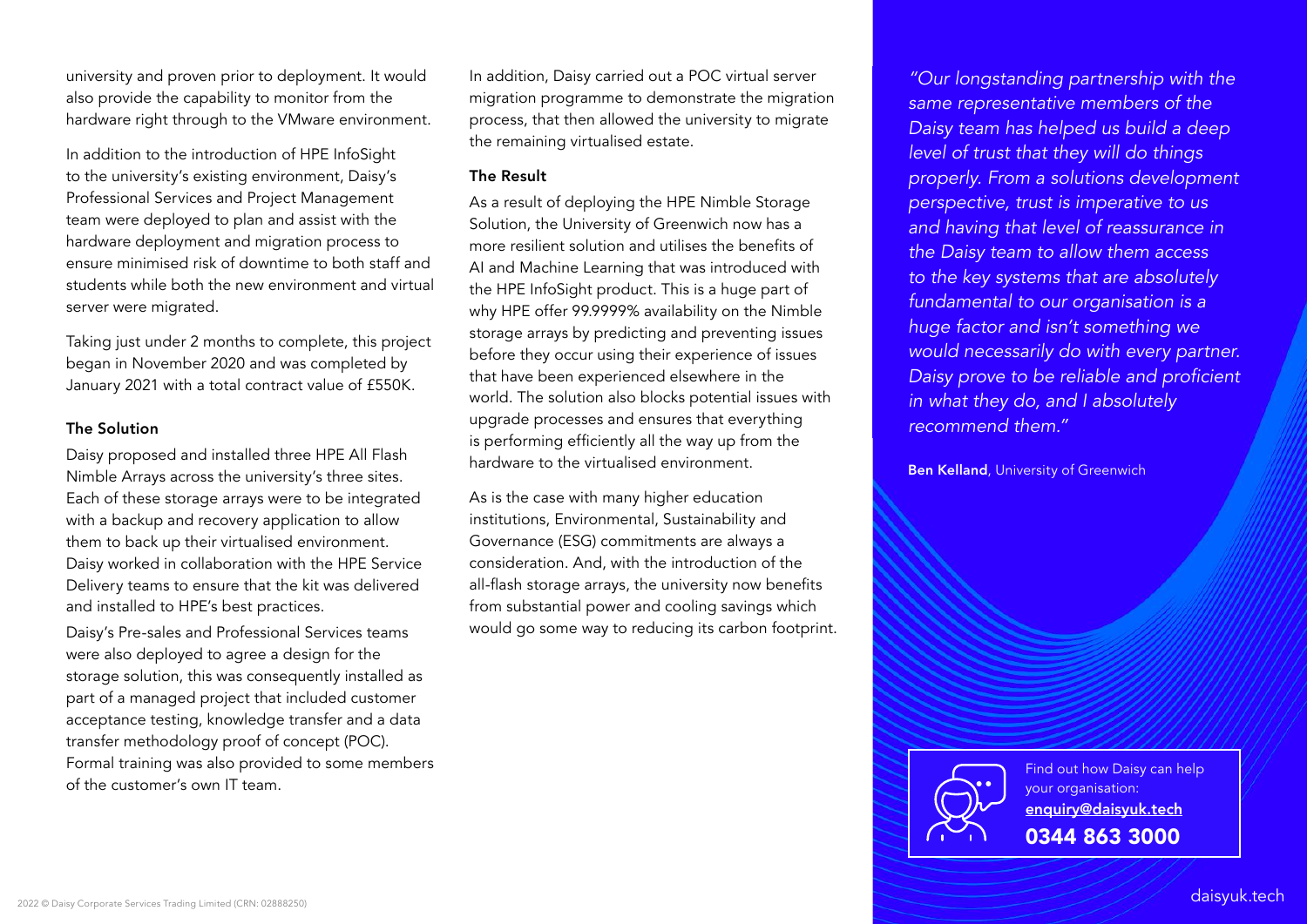university and proven prior to deployment. It would also provide the capability to monitor from the hardware right through to the VMware environment.

In addition to the introduction of HPE InfoSight to the university's existing environment, Daisy's Professional Services and Project Management team were deployed to plan and assist with the hardware deployment and migration process to ensure minimised risk of downtime to both staff and students while both the new environment and virtual server were migrated.

Taking just under 2 months to complete, this project began in November 2020 and was completed by January 2021 with a total contract value of £550K.

### The Solution

Daisy proposed and installed three HPE All Flash Nimble Arrays across the university's three sites. Each of these storage arrays were to be integrated with a backup and recovery application to allow them to back up their virtualised environment. Daisy worked in collaboration with the HPE Service Delivery teams to ensure that the kit was delivered and installed to HPE's best practices.

Daisy's Pre-sales and Professional Services teams were also deployed to agree a design for the storage solution, this was consequently installed as part of a managed project that included customer acceptance testing, knowledge transfer and a data transfer methodology proof of concept (POC). Formal training was also provided to some members of the customer's own IT team.

In addition, Daisy carried out a POC virtual server migration programme to demonstrate the migration process, that then allowed the university to migrate the remaining virtualised estate.

### The Result

As a result of deploying the HPE Nimble Storage Solution, the University of Greenwich now has a more resilient solution and utilises the benefits of AI and Machine Learning that was introduced with the HPE InfoSight product. This is a huge part of why HPE offer 99.9999% availability on the Nimble storage arrays by predicting and preventing issues before they occur using their experience of issues that have been experienced elsewhere in the world. The solution also blocks potential issues with upgrade processes and ensures that everything is performing efficiently all the way up from the hardware to the virtualised environment.

As is the case with many higher education institutions, Environmental, Sustainability and Governance (ESG) commitments are always a consideration. And, with the introduction of the all-flash storage arrays, the university now benefits from substantial power and cooling savings which would go some way to reducing its carbon footprint.

*"Our longstanding partnership with the same representative members of the Daisy team has helped us build a deep level of trust that they will do things properly. From a solutions development perspective, trust is imperative to us and having that level of reassurance in the Daisy team to allow them access to the key systems that are absolutely fundamental to our organisation is a huge factor and isn't something we would necessarily do with every partner. Daisy prove to be reliable and proficient in what they do, and I absolutely recommend them."*

**Ben Kelland**, University of Greenwich

Find out how Daisy can help your organisation:
enquiry@daisyuk.tech
**0344 863 3000**

2022 © Daisy Corporate Services Trading Limited (CRN: 02888250)

daisyuk.tech